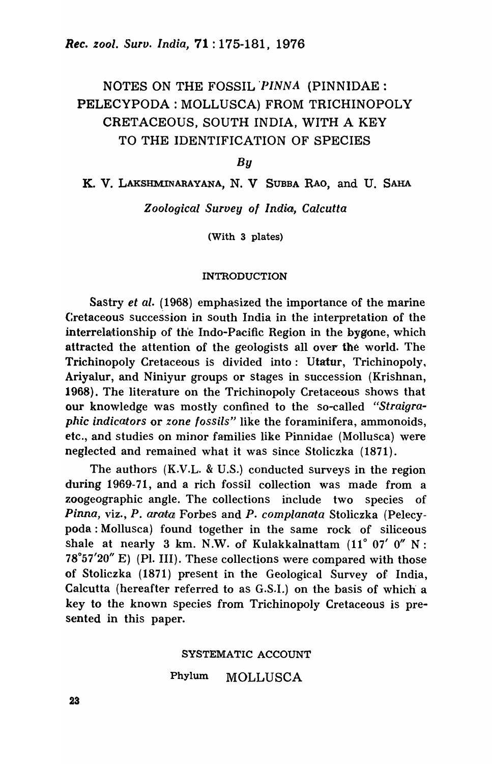# NOTES ON THE FOSSIL *PINNA* (PINNIDAE : PELECYPODA : MOLLUSCA) FROM TRICHINOPOLY CRETACEOUS, SOUTH INDIA, WITH A KEY TO THE IDENTIFICATION OF SPECIES

*By*

K. V. LAKSHMINARAYANA, N. V SUBBA RAO, and U. SAHA

*Zoological Survey of India, Calcutta*

(With 3 plates)

## INTRODUCTION

Sastry *et al.* (1968) emphasized the importance of the marine Cretaceous succession in south India in the interpretation of the interrelationship of the Indo-Pacific Region in the bygone, which attracted the attention of the geologists all over the world. The Trichinopoly Cretaceous is divided into : Utatur, Trichinopoly, Ariyalur, and Niniyur groups or stages in succession (Krishnan, 1968). The literature on the Trichinopoly Cretaceous shows that our knowledge was mostly confined to the so-called *"Straigraphic indicators* or *zone fossils"* like the foraminifera, ammonoids, etc., and studies on minor families like Pinnidae (Mollusca) were neglected and remained what it was since Stoliczka (1871).

The authors (K.V.L. & U.S.) conducted surveys in the region during 1969-71, and a rich fossil collection was made from a zoogeographic angle. The collections include two species of *Pinna*, viz., *P. arata* Forbes and *P. complanata* Stoliczka (Pelecypoda : Mollusca) found together in the same rock of siliceous shale at nearly 3 km. N.W. of Kulakkalnattam (11° 07′ 0″ N : 78°57′20″ E) (Pl. III). These collections were compared with those of Stoliczka (1871) present in the Geological Survey of India, Calcutta (hereafter referred to as G.S.I.) on the basis of which a key to the known species from Trichinopoly Cretaceous is presented in this paper.

## SYSTEMATIC ACCOUNT

Phylum MOLLUSCA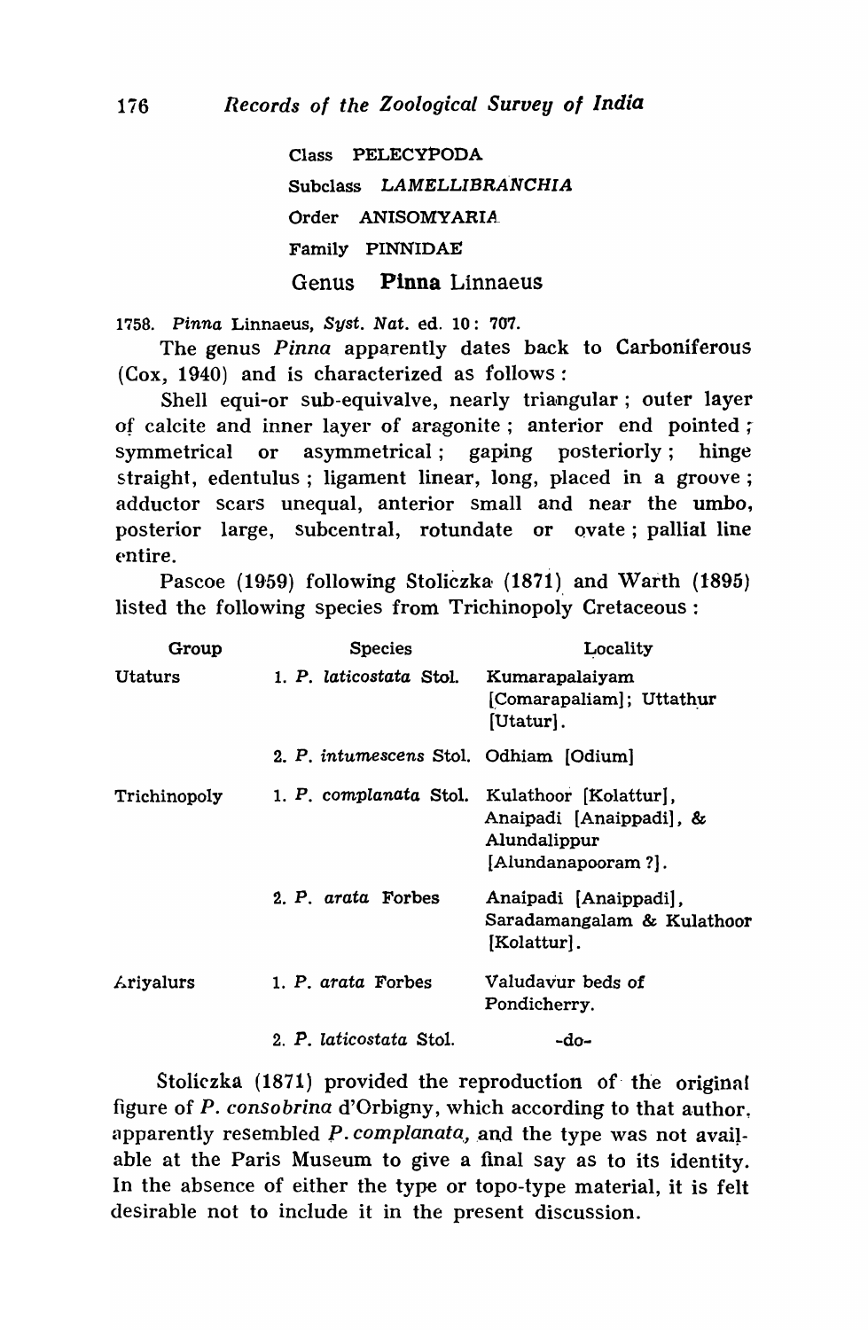Class PELECYPODA

Subclass *LAMELLIBRANCHIA*

Order ANISOMYARIA

Family PINNIDAE

## Genus **Pinna** Linnaeus

1758. *Pinna* Linnaeus, *Syst. Nat.* ed. 10: 707.

The genus *Pinna* apparently dates back to Carboniferous (Cox, 1940) and is characterized as follows:

Shell equi-or sub-equivalve, nearly triangular; outer layer of calcite and inner layer of aragonite; anterior end pointed; symmetrical or asymmetrical; gaping posteriorly; hinge straight, edentulus; ligament linear, long, placed in a groove; adductor scars unequal, anterior small and near the umbo, posterior large, subcentral, rotundate or ovate; pallial line entire.

Pascoe (1959) following Stoliczka (1871) and Warth (1895) listed the following species from Trichinopoly Cretaceous:

| Group | Species | Locality |
|---|---|---|
| Utaturs | 1. *P. laticostata* Stol. | Kumarapalaiyam [Comarapaliam]; Uttathur [Utatur]. |
| | 2. *P. intumescens* Stol. | Odhiam [Odium] |
| Trichinopoly | 1. *P. complanata* Stol. | Kulathoor [Kolattur], Anaipadi [Anaippadi], & Alundalippur [Alundanapooram ?]. |
| | 2. *P. arata* Forbes | Anaipadi [Anaippadi], Saradamangalam & Kulathoor [Kolattur]. |
| Ariyalurs | 1. *P. arata* Forbes | Valudavur beds of Pondicherry. |
| | 2. *P. laticostata* Stol. | -do- |

Stoliczka (1871) provided the reproduction of the original figure of *P. consobrina* d'Orbigny, which according to that author, apparently resembled *P. complanata*, and the type was not available at the Paris Museum to give a final say as to its identity. In the absence of either the type or topo-type material, it is felt desirable not to include it in the present discussion.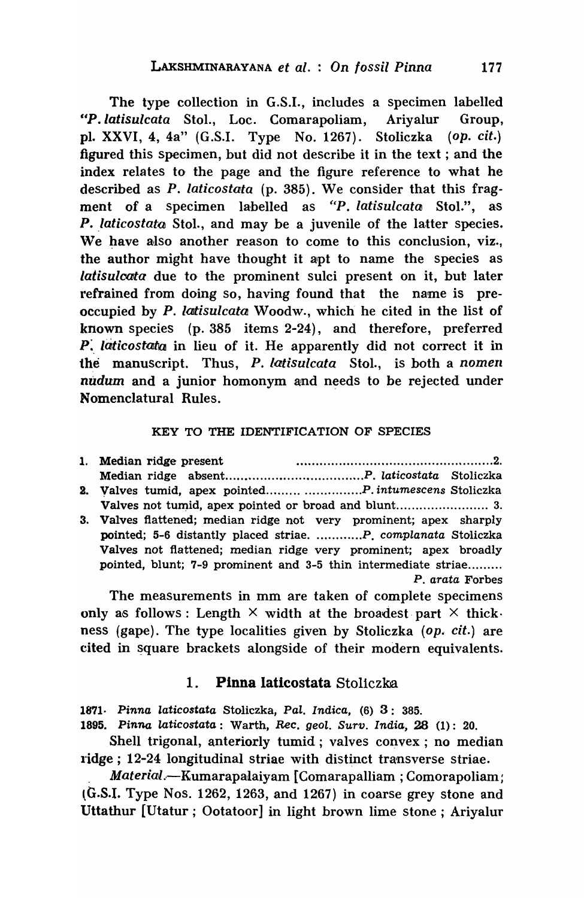The type collection in G.S.I., includes a specimen labelled "*P. latisulcata* Stol., Loc. Comarapoliam, Ariyalur Group, pl. XXVI, 4, 4a" (G.S.I. Type No. 1267). Stoliczka (*op. cit.*) figured this specimen, but did not describe it in the text ; and the index relates to the page and the figure reference to what he described as *P. laticostata* (p. 385). We consider that this fragment of a specimen labelled as "*P. latisulcata* Stol.", as *P. laticostata* Stol., and may be a juvenile of the latter species. We have also another reason to come to this conclusion, viz., the author might have thought it apt to name the species as *latisulcata* due to the prominent sulci present on it, but later refrained from doing so, having found that the name is preoccupied by *P. latisulcata* Woodw., which he cited in the list of known species (p. 385 items 2-24), and therefore, preferred *P. laticostata* in lieu of it. He apparently did not correct it in the manuscript. Thus, *P. latisulcata* Stol., is both a *nomen nudum* and a junior homonym and needs to be rejected under Nomenclatural Rules.

## KEY TO THE IDENTIFICATION OF SPECIES

1. Median ridge present .................................................. 2.
   Median ridge absent.................................. *P. laticostata* Stoliczka
2. Valves tumid, apex pointed......... ............... *P. intumescens* Stoliczka
   Valves not tumid, apex pointed or broad and blunt........................ 3.
3. Valves flattened; median ridge not very prominent; apex sharply pointed; 5-6 distantly placed striae. ............ *P. complanata* Stoliczka
   Valves not flattened; median ridge very prominent; apex broadly pointed, blunt; 7-9 prominent and 3-5 thin intermediate striae......... *P. arata* Forbes

The measurements in mm are taken of complete specimens only as follows : Length × width at the broadest part × thickness (gape). The type localities given by Stoliczka (*op. cit.*) are cited in square brackets alongside of their modern equivalents.

### 1. **Pinna laticostata** Stoliczka

1871. *Pinna laticostata* Stoliczka, *Pal. Indica*, (6) 3 : 385.
1895. *Pinna laticostata* : Warth, *Rec. geol. Surv. India*, 28 (1) : 20.

Shell trigonal, anteriorly tumid ; valves convex ; no median ridge ; 12-24 longitudinal striae with distinct transverse striae.

*Material.*—Kumarapalaiyam [Comarapalliam ; Comorapoliam; (G.S.I. Type Nos. 1262, 1263, and 1267) in coarse grey stone and Uttathur [Utatur ; Ootatoor] in light brown lime stone ; Ariyalur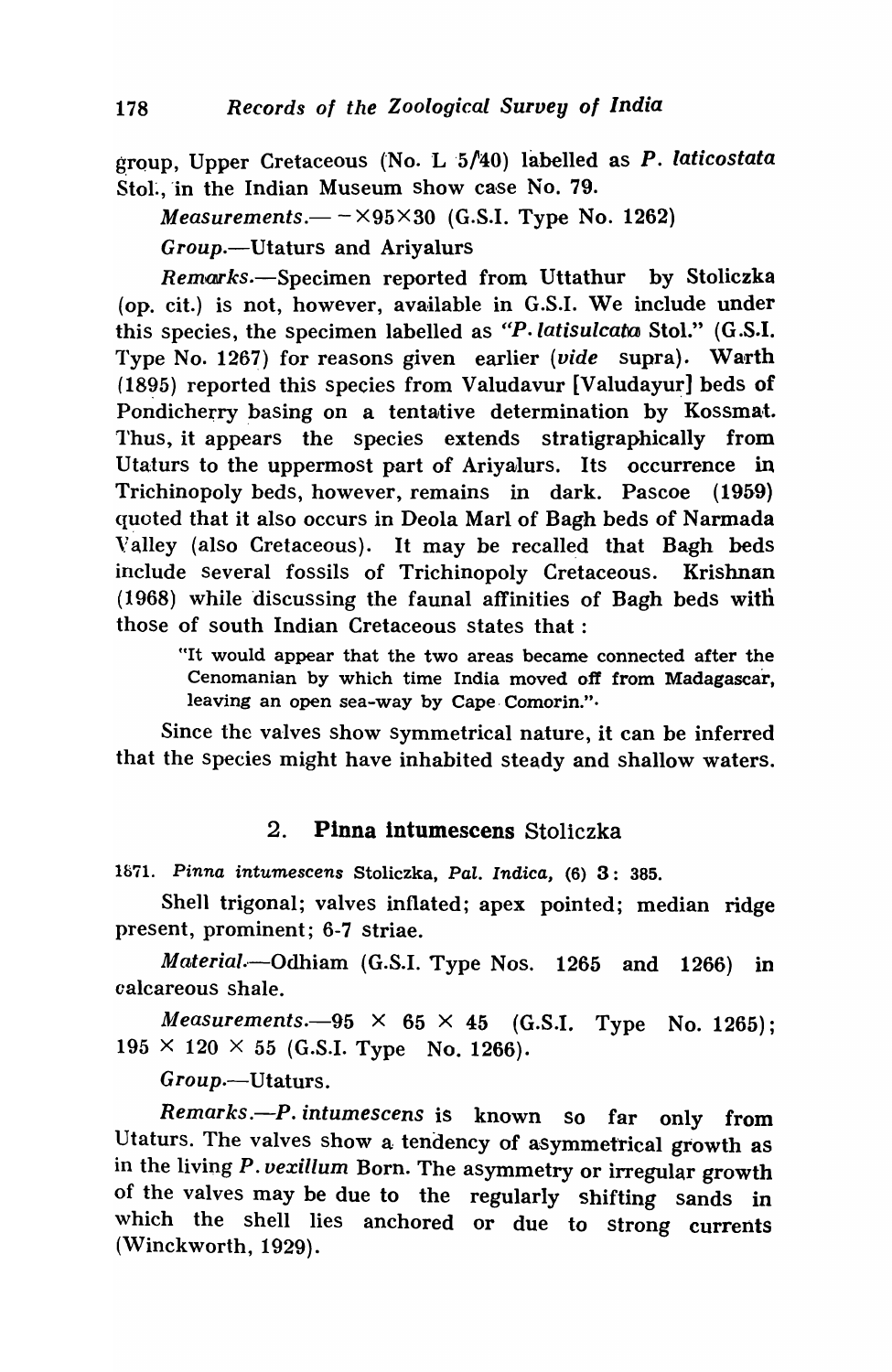group, Upper Cretaceous (No. L 5/40) labelled as *P. laticostata* Stol., in the Indian Museum show case No. 79.

*Measurements*.— $-\times 95 \times 30$ (G.S.I. Type No. 1262)

*Group*.—Utaturs and Ariyalurs

*Remarks*.—Specimen reported from Uttathur by Stoliczka (op. cit.) is not, however, available in G.S.I. We include under this species, the specimen labelled as "*P. latisulcata* Stol." (G.S.I. Type No. 1267) for reasons given earlier (*vide* supra). Warth (1895) reported this species from Valudavur [Valudayur] beds of Pondicherry basing on a tentative determination by Kossmat. Thus, it appears the species extends stratigraphically from Utaturs to the uppermost part of Ariyalurs. Its occurrence in Trichinopoly beds, however, remains in dark. Pascoe (1959) quoted that it also occurs in Deola Marl of Bagh beds of Narmada Valley (also Cretaceous). It may be recalled that Bagh beds include several fossils of Trichinopoly Cretaceous. Krishnan (1968) while discussing the faunal affinities of Bagh beds with those of south Indian Cretaceous states that :

> "It would appear that the two areas became connected after the Cenomanian by which time India moved off from Madagascar, leaving an open sea-way by Cape Comorin.".

Since the valves show symmetrical nature, it can be inferred that the species might have inhabited steady and shallow waters.

## 2. **Pinna intumescens** Stoliczka

1871. *Pinna intumescens* Stoliczka, *Pal. Indica*, (6) **3**: 385.

Shell trigonal; valves inflated; apex pointed; median ridge present, prominent; 6-7 striae.

*Material*.—Odhiam (G.S.I. Type Nos. 1265 and 1266) in calcareous shale.

*Measurements*.—$95 \times 65 \times 45$ (G.S.I. Type No. 1265); $195 \times 120 \times 55$ (G.S.I. Type No. 1266).

*Group*.—Utaturs.

*Remarks*.—*P. intumescens* is known so far only from Utaturs. The valves show a tendency of asymmetrical growth as in the living *P. vexillum* Born. The asymmetry or irregular growth of the valves may be due to the regularly shifting sands in which the shell lies anchored or due to strong currents (Winckworth, 1929).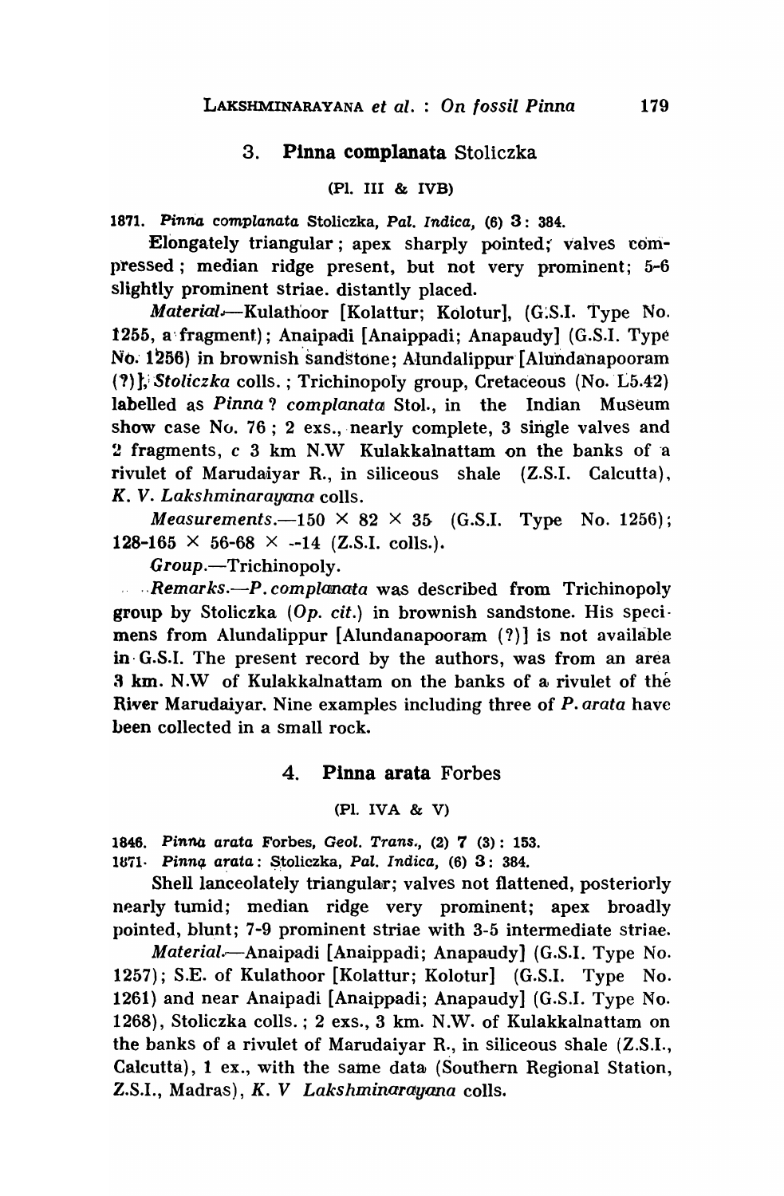## 3. **Pinna complanata** Stoliczka

(Pl. III & IVB)

1871. *Pinna complanata* Stoliczka, *Pal. Indica*, (6) **3**: 384.

Elongately triangular; apex sharply pointed; valves compressed; median ridge present, but not very prominent; 5-6 slightly prominent striae. distantly placed.

*Material*.—Kulathoor [Kolattur; Kolotur], (G.S.I. Type No. 1255, a fragment); Anaipadi [Anaippadi; Anapaudy] (G.S.I. Type No. 1256) in brownish sandstone; Alundalippur [Alundanapooram (?)], *Stoliczka* colls.; Trichinopoly group, Cretaceous (No. L5.42) labelled as *Pinna* ? *complanata* Stol., in the Indian Museum show case No. 76; 2 exs., nearly complete, 3 single valves and 2 fragments, *c* 3 km N.W Kulakkalnattam on the banks of a rivulet of Marudaiyar R., in siliceous shale (Z.S.I. Calcutta), *K. V. Lakshminarayana* colls.

*Measurements*.—150 × 82 × 35 (G.S.I. Type No. 1256); 128-165 × 56-68 × --14 (Z.S.I. colls.).

*Group*.—Trichinopoly.

*Remarks*.—*P. complanata* was described from Trichinopoly group by Stoliczka (*Op. cit.*) in brownish sandstone. His specimens from Alundalippur [Alundanapooram (?)] is not available in G.S.I. The present record by the authors, was from an area 3 km. N.W of Kulakkalnattam on the banks of a rivulet of the River Marudaiyar. Nine examples including three of *P. arata* have been collected in a small rock.

## 4. **Pinna arata** Forbes

(Pl. IVA & V)

1846. *Pinna arata* Forbes, *Geol. Trans.*, (2) **7** (3): 153.
1871. *Pinna arata*: Stoliczka, *Pal. Indica*, (6) **3**: 384.

Shell lanceolately triangular; valves not flattened, posteriorly nearly tumid; median ridge very prominent; apex broadly pointed, blunt; 7-9 prominent striae with 3-5 intermediate striae.

*Material*.—Anaipadi [Anaippadi; Anapaudy] (G.S.I. Type No. 1257); S.E. of Kulathoor [Kolattur; Kolotur] (G.S.I. Type No. 1261) and near Anaipadi [Anaippadi; Anapaudy] (G.S.I. Type No. 1268), Stoliczka colls.; 2 exs., 3 km. N.W. of Kulakkalnattam on the banks of a rivulet of Marudaiyar R., in siliceous shale (Z.S.I., Calcutta), 1 ex., with the same data (Southern Regional Station, Z.S.I., Madras), *K. V Lakshminarayana* colls.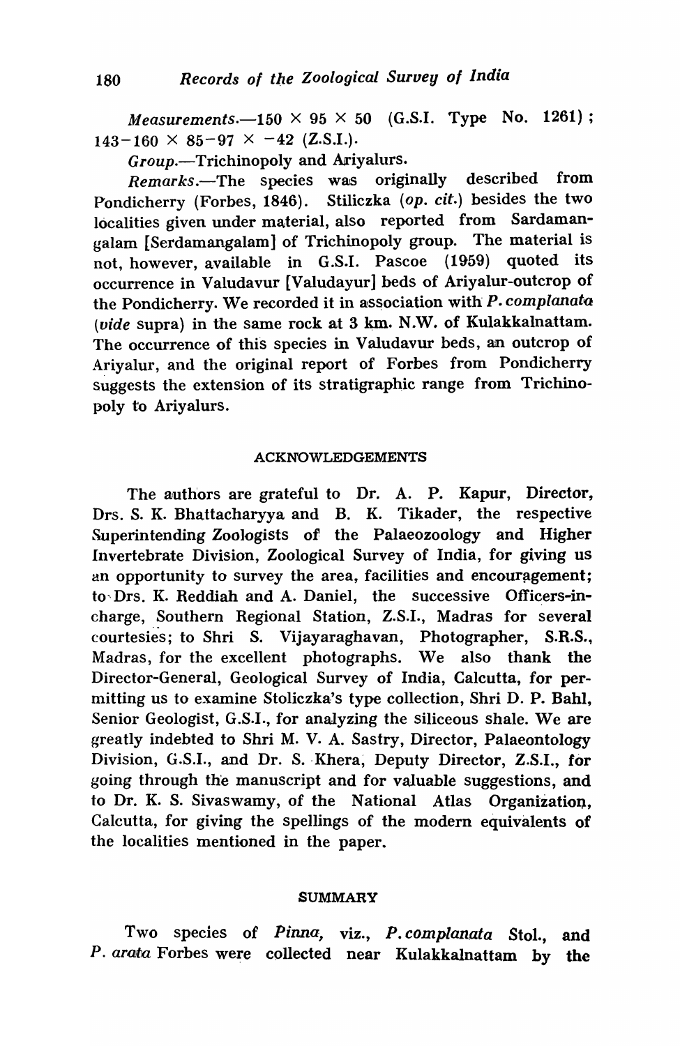*Measurements*.—150 × 95 × 50 (G.S.I. Type No. 1261); 143–160 × 85–97 × –42 (Z.S.I.).

*Group*.—Trichinopoly and Ariyalurs.

*Remarks*.—The species was originally described from Pondicherry (Forbes, 1846). Stiliczka (*op. cit.*) besides the two localities given under material, also reported from Sardamangalam [Serdamangalam] of Trichinopoly group. The material is not, however, available in G.S.I. Pascoe (1959) quoted its occurrence in Valudavur [Valudayur] beds of Ariyalur-outcrop of the Pondicherry. We recorded it in association with *P. complanata* (*vide* supra) in the same rock at 3 km. N.W. of Kulakkalnattam. The occurrence of this species in Valudavur beds, an outcrop of Ariyalur, and the original report of Forbes from Pondicherry suggests the extension of its stratigraphic range from Trichinopoly to Ariyalurs.

## ACKNOWLEDGEMENTS

The authors are grateful to Dr. A. P. Kapur, Director, Drs. S. K. Bhattacharyya and B. K. Tikader, the respective Superintending Zoologists of the Palaeozoology and Higher Invertebrate Division, Zoological Survey of India, for giving us an opportunity to survey the area, facilities and encouragement; to Drs. K. Reddiah and A. Daniel, the successive Officers-in-charge, Southern Regional Station, Z.S.I., Madras for several courtesies; to Shri S. Vijayaraghavan, Photographer, S.R.S., Madras, for the excellent photographs. We also thank the Director-General, Geological Survey of India, Calcutta, for permitting us to examine Stoliczka's type collection, Shri D. P. Bahl, Senior Geologist, G.S.I., for analyzing the siliceous shale. We are greatly indebted to Shri M. V. A. Sastry, Director, Palaeontology Division, G.S.I., and Dr. S. Khera, Deputy Director, Z.S.I., for going through the manuscript and for valuable suggestions, and to Dr. K. S. Sivaswamy, of the National Atlas Organization, Calcutta, for giving the spellings of the modern equivalents of the localities mentioned in the paper.

## SUMMARY

Two species of *Pinna*, viz., *P. complanata* Stol., and *P. arata* Forbes were collected near Kulakkalnattam by the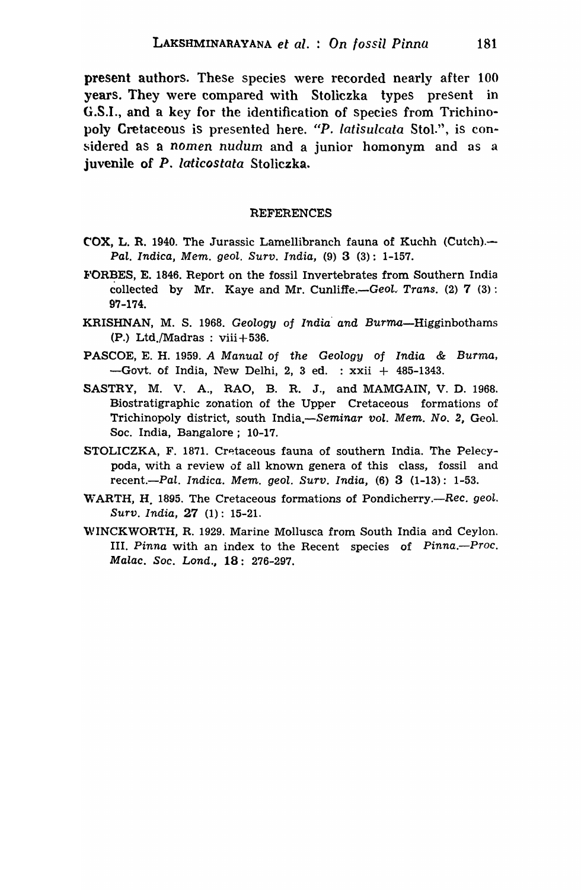present authors. These species were recorded nearly after 100 years. They were compared with Stoliczka types present in G.S.I., and a key for the identification of species from Trichinopoly Cretaceous is presented here. "*P. latisulcata* Stol.", is considered as a *nomen nudum* and a junior homonym and as a juvenile of *P. laticostata* Stoliczka.

## REFERENCES

COX, L. R. 1940. The Jurassic Lamellibranch fauna of Kuchh (Cutch).—*Pal. Indica, Mem. geol. Surv. India,* (9) **3** (3): 1-157.

FORBES, E. 1846. Report on the fossil Invertebrates from Southern India collected by Mr. Kaye and Mr. Cunliffe.—*Geol. Trans.* (2) **7** (3): 97-174.

KRISHNAN, M. S. 1968. *Geology of India and Burma*—Higginbothams (P.) Ltd./Madras : viii+536.

PASCOE, E. H. 1959. *A Manual of the Geology of India & Burma,* —Govt. of India, New Delhi, 2, 3 ed. : xxii + 485-1343.

SASTRY, M. V. A., RAO, B. R. J., and MAMGAIN, V. D. 1968. Biostratigraphic zonation of the Upper Cretaceous formations of Trichinopoly district, south India.—*Seminar vol. Mem. No. 2,* Geol. Soc. India, Bangalore ; 10-17.

STOLICZKA, F. 1871. Cretaceous fauna of southern India. The Pelecypoda, with a review of all known genera of this class, fossil and recent.—*Pal. Indica. Mem. geol. Surv. India,* (6) **3** (1-13): 1-53.

WARTH, H. 1895. The Cretaceous formations of Pondicherry.—*Rec. geol. Surv. India,* **27** (1): 15-21.

WINCKWORTH, R. 1929. Marine Mollusca from South India and Ceylon. III. *Pinna* with an index to the Recent species of *Pinna.*—*Proc. Malac. Soc. Lond.,* **18**: 276-297.